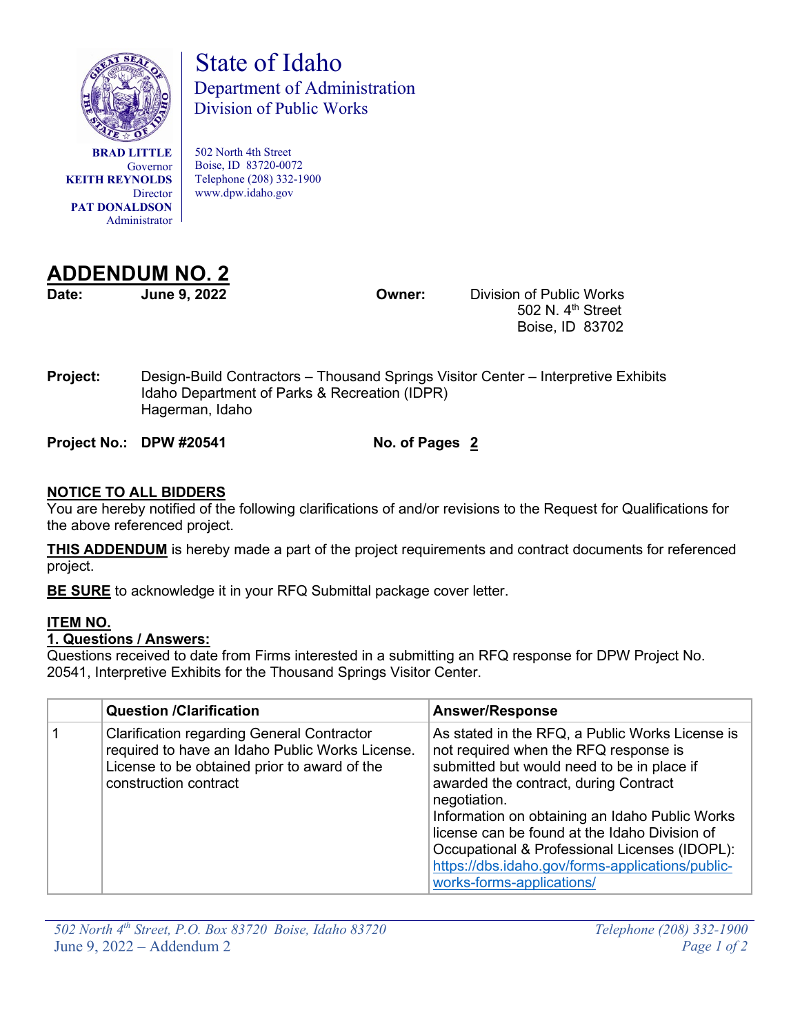# State of Idaho
## Department of Administration
## Division of Public Works

**BRAD LITTLE**
Governor
**KEITH REYNOLDS**
Director
**PAT DONALDSON**
Administrator

502 North 4th Street
Boise, ID 83720-0072
Telephone (208) 332-1900
www.dpw.idaho.gov

# ADDENDUM NO. 2

**Date:** **June 9, 2022**

**Owner:** Division of Public Works
502 N. 4th Street
Boise, ID 83702

**Project:** Design-Build Contractors – Thousand Springs Visitor Center – Interpretive Exhibits
Idaho Department of Parks & Recreation (IDPR)
Hagerman, Idaho

**Project No.:** **DPW #20541** **No. of Pages** **2**

**NOTICE TO ALL BIDDERS**

You are hereby notified of the following clarifications of and/or revisions to the Request for Qualifications for the above referenced project.

**THIS ADDENDUM** is hereby made a part of the project requirements and contract documents for referenced project.

**BE SURE** to acknowledge it in your RFQ Submittal package cover letter.

**ITEM NO.**

**1. Questions / Answers:**

Questions received to date from Firms interested in a submitting an RFQ response for DPW Project No. 20541, Interpretive Exhibits for the Thousand Springs Visitor Center.

| | Question /Clarification | Answer/Response |
|---|---|---|
| 1 | Clarification regarding General Contractor required to have an Idaho Public Works License. License to be obtained prior to award of the construction contract | As stated in the RFQ, a Public Works License is not required when the RFQ response is submitted but would need to be in place if awarded the contract, during Contract negotiation. Information on obtaining an Idaho Public Works license can be found at the Idaho Division of Occupational & Professional Licenses (IDOPL): https://dbs.idaho.gov/forms-applications/public-works-forms-applications/ |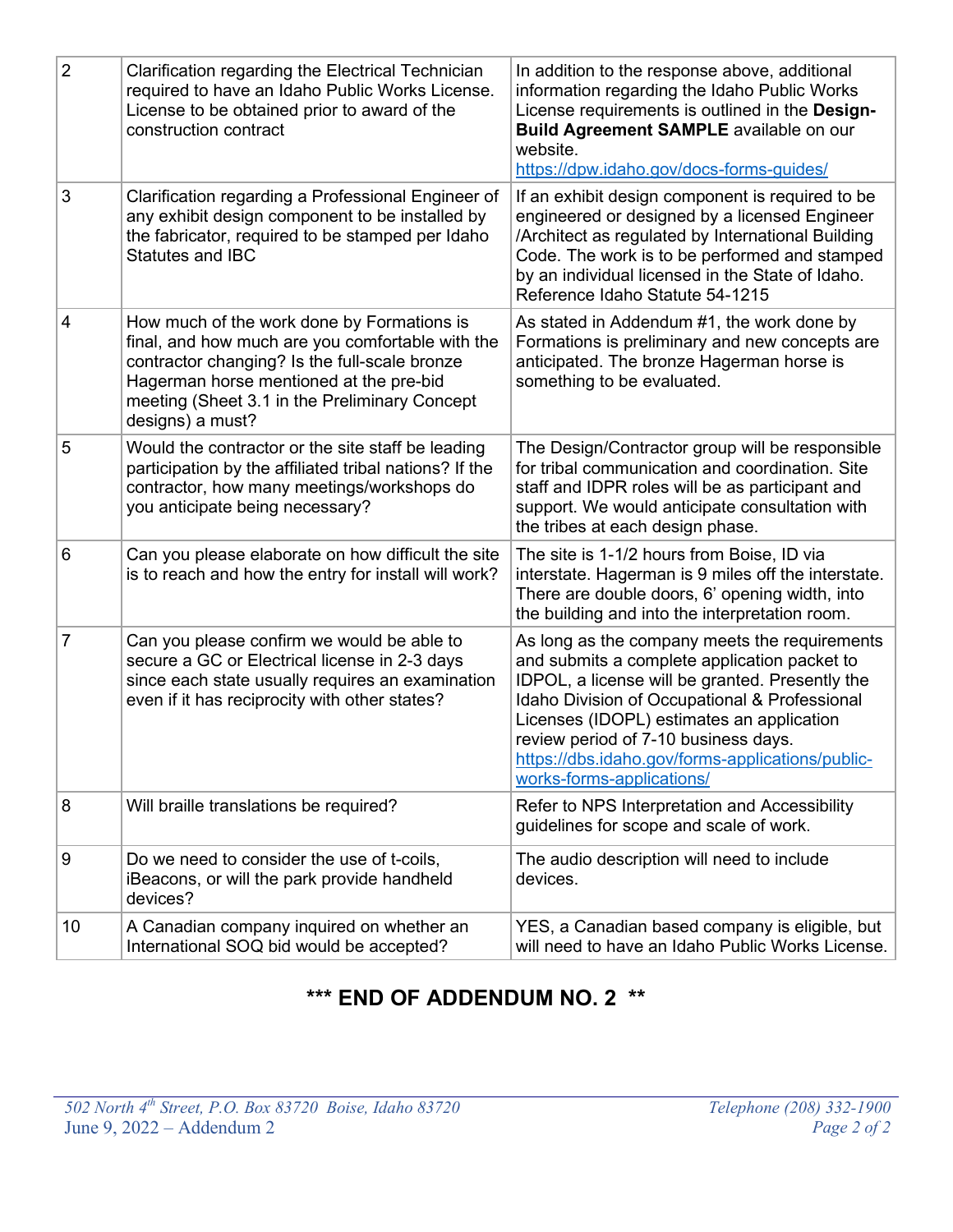| | | |
|---|---|---|
| 2 | Clarification regarding the Electrical Technician required to have an Idaho Public Works License. License to be obtained prior to award of the construction contract | In addition to the response above, additional information regarding the Idaho Public Works License requirements is outlined in the **Design-Build Agreement SAMPLE** available on our website. https://dpw.idaho.gov/docs-forms-guides/ |
| 3 | Clarification regarding a Professional Engineer of any exhibit design component to be installed by the fabricator, required to be stamped per Idaho Statutes and IBC | If an exhibit design component is required to be engineered or designed by a licensed Engineer /Architect as regulated by International Building Code. The work is to be performed and stamped by an individual licensed in the State of Idaho. Reference Idaho Statute 54-1215 |
| 4 | How much of the work done by Formations is final, and how much are you comfortable with the contractor changing? Is the full-scale bronze Hagerman horse mentioned at the pre-bid meeting (Sheet 3.1 in the Preliminary Concept designs) a must? | As stated in Addendum #1, the work done by Formations is preliminary and new concepts are anticipated. The bronze Hagerman horse is something to be evaluated. |
| 5 | Would the contractor or the site staff be leading participation by the affiliated tribal nations? If the contractor, how many meetings/workshops do you anticipate being necessary? | The Design/Contractor group will be responsible for tribal communication and coordination. Site staff and IDPR roles will be as participant and support. We would anticipate consultation with the tribes at each design phase. |
| 6 | Can you please elaborate on how difficult the site is to reach and how the entry for install will work? | The site is 1-1/2 hours from Boise, ID via interstate. Hagerman is 9 miles off the interstate. There are double doors, 6' opening width, into the building and into the interpretation room. |
| 7 | Can you please confirm we would be able to secure a GC or Electrical license in 2-3 days since each state usually requires an examination even if it has reciprocity with other states? | As long as the company meets the requirements and submits a complete application packet to IDPOL, a license will be granted. Presently the Idaho Division of Occupational & Professional Licenses (IDOPL) estimates an application review period of 7-10 business days. https://dbs.idaho.gov/forms-applications/public-works-forms-applications/ |
| 8 | Will braille translations be required? | Refer to NPS Interpretation and Accessibility guidelines for scope and scale of work. |
| 9 | Do we need to consider the use of t-coils, iBeacons, or will the park provide handheld devices? | The audio description will need to include devices. |
| 10 | A Canadian company inquired on whether an International SOQ bid would be accepted? | YES, a Canadian based company is eligible, but will need to have an Idaho Public Works License. |

## \*\*\* END OF ADDENDUM NO. 2 \*\*

*502 North 4th Street, P.O. Box 83720 Boise, Idaho 83720* — *Telephone (208) 332-1900*

June 9, 2022 – Addendum 2